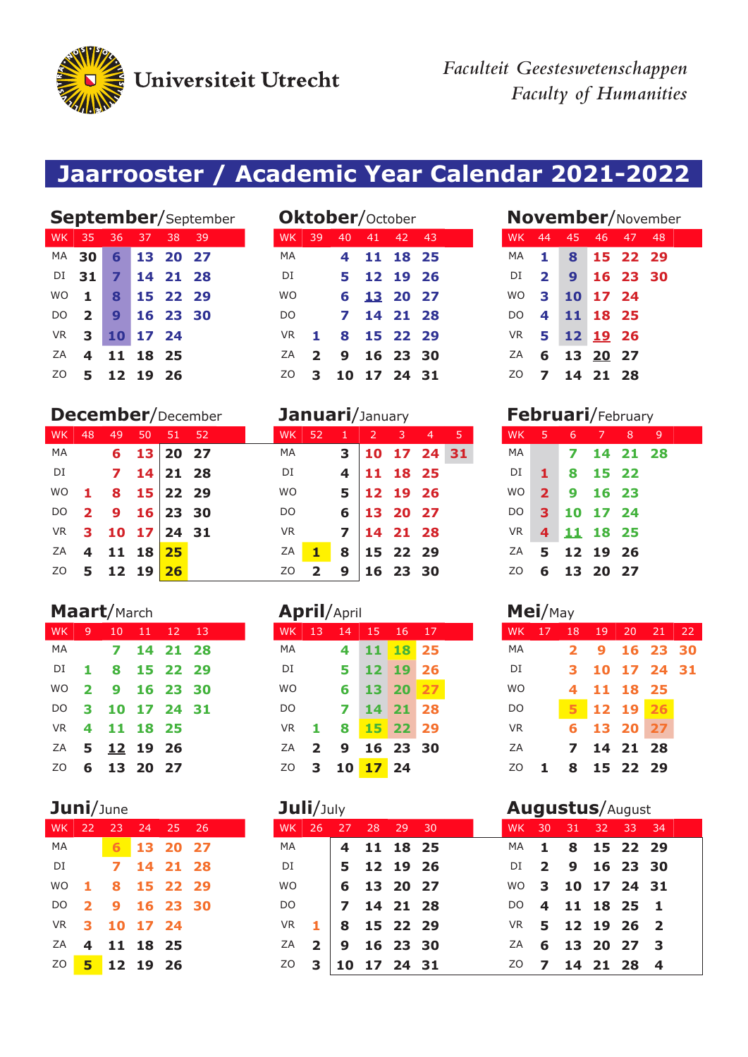Universiteit Utrecht

*Faculteit Geesteswetenschappen*
*Faculty of Humanities*

# Jaarrooster / Academic Year Calendar 2021-2022

## September/September

| WK | 35 | 36 | 37 | 38 | 39 |
|---|---|---|---|---|---|
| MA | 30 | 6 | 13 | 20 | 27 |
| DI | 31 | 7 | 14 | 21 | 28 |
| WO | 1 | 8 | 15 | 22 | 29 |
| DO | 2 | 9 | 16 | 23 | 30 |
| VR | 3 | 10 | 17 | 24 | |
| ZA | 4 | 11 | 18 | 25 | |
| ZO | 5 | 12 | 19 | 26 | |

## Oktober/October

| WK | 39 | 40 | 41 | 42 | 43 |
|---|---|---|---|---|---|
| MA | | 4 | 11 | 18 | 25 |
| DI | | 5 | 12 | 19 | 26 |
| WO | | 6 | 13 | 20 | 27 |
| DO | | 7 | 14 | 21 | 28 |
| VR | 1 | 8 | 15 | 22 | 29 |
| ZA | 2 | 9 | 16 | 23 | 30 |
| ZO | 3 | 10 | 17 | 24 | 31 |

## November/November

| WK | 44 | 45 | 46 | 47 | 48 |
|---|---|---|---|---|---|
| MA | 1 | 8 | 15 | 22 | 29 |
| DI | 2 | 9 | 16 | 23 | 30 |
| WO | 3 | 10 | 17 | 24 | |
| DO | 4 | 11 | 18 | 25 | |
| VR | 5 | 12 | 19 | 26 | |
| ZA | 6 | 13 | 20 | 27 | |
| ZO | 7 | 14 | 21 | 28 | |

## December/December

| WK | 48 | 49 | 50 | 51 | 52 |
|---|---|---|---|---|---|
| MA | | 6 | 13 | 20 | 27 |
| DI | | 7 | 14 | 21 | 28 |
| WO | 1 | 8 | 15 | 22 | 29 |
| DO | 2 | 9 | 16 | 23 | 30 |
| VR | 3 | 10 | 17 | 24 | 31 |
| ZA | 4 | 11 | 18 | 25 | |
| ZO | 5 | 12 | 19 | 26 | |

## Januari/January

| WK | 52 | 1 | 2 | 3 | 4 | 5 |
|---|---|---|---|---|---|---|
| MA | | 3 | 10 | 17 | 24 | 31 |
| DI | | 4 | 11 | 18 | 25 | |
| WO | | 5 | 12 | 19 | 26 | |
| DO | | 6 | 13 | 20 | 27 | |
| VR | | 7 | 14 | 21 | 28 | |
| ZA | 1 | 8 | 15 | 22 | 29 | |
| ZO | 2 | 9 | 16 | 23 | 30 | |

## Februari/February

| WK | 5 | 6 | 7 | 8 | 9 |
|---|---|---|---|---|---|
| MA | | 7 | 14 | 21 | 28 |
| DI | 1 | 8 | 15 | 22 | |
| WO | 2 | 9 | 16 | 23 | |
| DO | 3 | 10 | 17 | 24 | |
| VR | 4 | 11 | 18 | 25 | |
| ZA | 5 | 12 | 19 | 26 | |
| ZO | 6 | 13 | 20 | 27 | |

## Maart/March

| WK | 9 | 10 | 11 | 12 | 13 |
|---|---|---|---|---|---|
| MA | | 7 | 14 | 21 | 28 |
| DI | 1 | 8 | 15 | 22 | 29 |
| WO | 2 | 9 | 16 | 23 | 30 |
| DO | 3 | 10 | 17 | 24 | 31 |
| VR | 4 | 11 | 18 | 25 | |
| ZA | 5 | 12 | 19 | 26 | |
| ZO | 6 | 13 | 20 | 27 | |

## April/April

| WK | 13 | 14 | 15 | 16 | 17 |
|---|---|---|---|---|---|
| MA | | 4 | 11 | 18 | 25 |
| DI | | 5 | 12 | 19 | 26 |
| WO | | 6 | 13 | 20 | 27 |
| DO | | 7 | 14 | 21 | 28 |
| VR | 1 | 8 | 15 | 22 | 29 |
| ZA | 2 | 9 | 16 | 23 | 30 |
| ZO | 3 | 10 | 17 | 24 | |

## Mei/May

| WK | 17 | 18 | 19 | 20 | 21 | 22 |
|---|---|---|---|---|---|---|
| MA | | 2 | 9 | 16 | 23 | 30 |
| DI | | 3 | 10 | 17 | 24 | 31 |
| WO | | 4 | 11 | 18 | 25 | |
| DO | | 5 | 12 | 19 | 26 | |
| VR | | 6 | 13 | 20 | 27 | |
| ZA | | 7 | 14 | 21 | 28 | |
| ZO | 1 | 8 | 15 | 22 | 29 | |

## Juni/June

| WK | 22 | 23 | 24 | 25 | 26 |
|---|---|---|---|---|---|
| MA | | 6 | 13 | 20 | 27 |
| DI | | 7 | 14 | 21 | 28 |
| WO | 1 | 8 | 15 | 22 | 29 |
| DO | 2 | 9 | 16 | 23 | 30 |
| VR | 3 | 10 | 17 | 24 | |
| ZA | 4 | 11 | 18 | 25 | |
| ZO | 5 | 12 | 19 | 26 | |

## Juli/July

| WK | 26 | 27 | 28 | 29 | 30 |
|---|---|---|---|---|---|
| MA | | 4 | 11 | 18 | 25 |
| DI | | 5 | 12 | 19 | 26 |
| WO | | 6 | 13 | 20 | 27 |
| DO | | 7 | 14 | 21 | 28 |
| VR | 1 | 8 | 15 | 22 | 29 |
| ZA | 2 | 9 | 16 | 23 | 30 |
| ZO | 3 | 10 | 17 | 24 | 31 |

## Augustus/August

| WK | 30 | 31 | 32 | 33 | 34 |
|---|---|---|---|---|---|
| MA | 1 | 8 | 15 | 22 | 29 |
| DI | 2 | 9 | 16 | 23 | 30 |
| WO | 3 | 10 | 17 | 24 | 31 |
| DO | 4 | 11 | 18 | 25 | 1 |
| VR | 5 | 12 | 19 | 26 | 2 |
| ZA | 6 | 13 | 20 | 27 | 3 |
| ZO | 7 | 14 | 21 | 28 | 4 |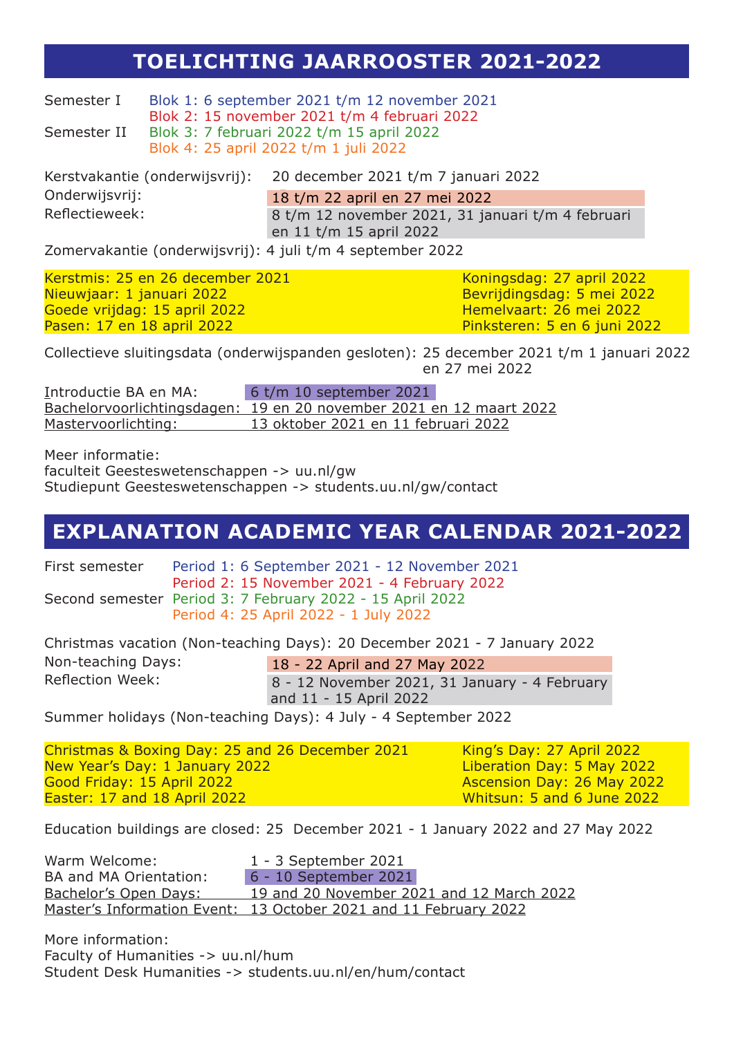# TOELICHTING JAARROOSTER 2021-2022

| | |
|---|---|
| Semester I | Blok 1: 6 september 2021 t/m 12 november 2021 |
| | Blok 2: 15 november 2021 t/m 4 februari 2022 |
| Semester II | Blok 3: 7 februari 2022 t/m 15 april 2022 |
| | Blok 4: 25 april 2022 t/m 1 juli 2022 |

| | |
|---|---|
| Kerstvakantie (onderwijsvrij): | 20 december 2021 t/m 7 januari 2022 |
| Onderwijsvrij: | 18 t/m 22 april en 27 mei 2022 |
| Reflectieweek: | 8 t/m 12 november 2021, 31 januari t/m 4 februari en 11 t/m 15 april 2022 |

Zomervakantie (onderwijsvrij): 4 juli t/m 4 september 2022

| | |
|---|---|
| Kerstmis: 25 en 26 december 2021 | Koningsdag: 27 april 2022 |
| Nieuwjaar: 1 januari 2022 | Bevrijdingsdag: 5 mei 2022 |
| Goede vrijdag: 15 april 2022 | Hemelvaart: 26 mei 2022 |
| Pasen: 17 en 18 april 2022 | Pinksteren: 5 en 6 juni 2022 |

Collectieve sluitingsdata (onderwijspanden gesloten): 25 december 2021 t/m 1 januari 2022 en 27 mei 2022

| | |
|---|---|
| Introductie BA en MA: | 6 t/m 10 september 2021 |
| Bachelorvoorlichtingsdagen: | 19 en 20 november 2021 en 12 maart 2022 |
| Mastervoorlichting: | 13 oktober 2021 en 11 februari 2022 |

Meer informatie:
faculteit Geesteswetenschappen -> uu.nl/gw
Studiepunt Geesteswetenschappen -> students.uu.nl/gw/contact

# EXPLANATION ACADEMIC YEAR CALENDAR 2021-2022

| | |
|---|---|
| First semester | Period 1: 6 September 2021 - 12 November 2021 |
| | Period 2: 15 November 2021 - 4 February 2022 |
| Second semester | Period 3: 7 February 2022 - 15 April 2022 |
| | Period 4: 25 April 2022 - 1 July 2022 |

Christmas vacation (Non-teaching Days): 20 December 2021 - 7 January 2022

| | |
|---|---|
| Non-teaching Days: | 18 - 22 April and 27 May 2022 |
| Reflection Week: | 8 - 12 November 2021, 31 January - 4 February and 11 - 15 April 2022 |

Summer holidays (Non-teaching Days): 4 July - 4 September 2022

| | |
|---|---|
| Christmas & Boxing Day: 25 and 26 December 2021 | King's Day: 27 April 2022 |
| New Year's Day: 1 January 2022 | Liberation Day: 5 May 2022 |
| Good Friday: 15 April 2022 | Ascension Day: 26 May 2022 |
| Easter: 17 and 18 April 2022 | Whitsun: 5 and 6 June 2022 |

Education buildings are closed: 25 December 2021 - 1 January 2022 and 27 May 2022

| | |
|---|---|
| Warm Welcome: | 1 - 3 September 2021 |
| BA and MA Orientation: | 6 - 10 September 2021 |
| Bachelor's Open Days: | 19 and 20 November 2021 and 12 March 2022 |
| Master's Information Event: | 13 October 2021 and 11 February 2022 |

More information:
Faculty of Humanities -> uu.nl/hum
Student Desk Humanities -> students.uu.nl/en/hum/contact